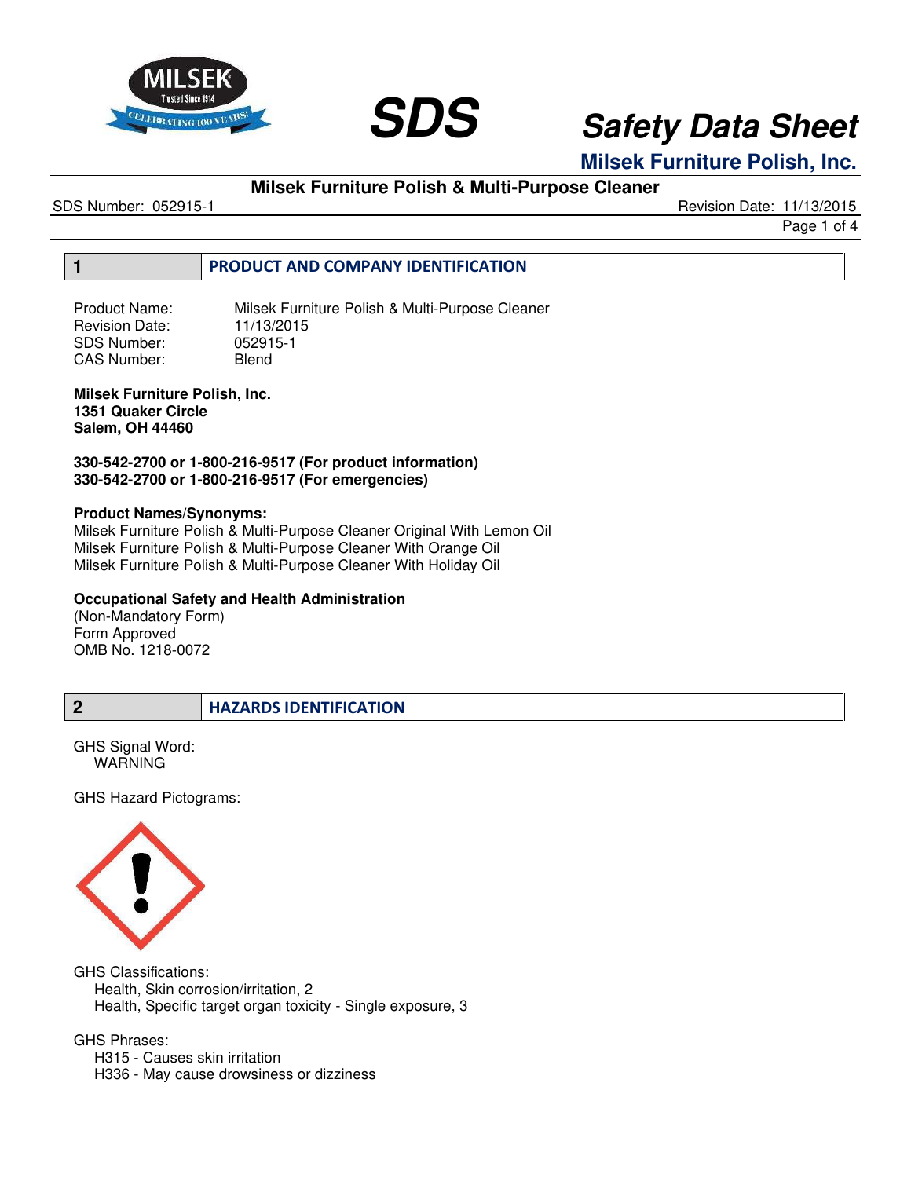# SDS Safety Data Sheet

**Milsek Furniture Polish, Inc.**

**Milsek Furniture Polish & Multi-Purpose Cleaner**

SDS Number: 052915-1 Revision Date: 11/13/2015

## 1 PRODUCT AND COMPANY IDENTIFICATION

Product Name: Milsek Furniture Polish & Multi-Purpose Cleaner
Revision Date: 11/13/2015
SDS Number: 052915-1
CAS Number: Blend

**Milsek Furniture Polish, Inc.**
**1351 Quaker Circle**
**Salem, OH 44460**

**330-542-2700 or 1-800-216-9517 (For product information)**
**330-542-2700 or 1-800-216-9517 (For emergencies)**

**Product Names/Synonyms:**
Milsek Furniture Polish & Multi-Purpose Cleaner Original With Lemon Oil
Milsek Furniture Polish & Multi-Purpose Cleaner With Orange Oil
Milsek Furniture Polish & Multi-Purpose Cleaner With Holiday Oil

**Occupational Safety and Health Administration**
(Non-Mandatory Form)
Form Approved
OMB No. 1218-0072

## 2 HAZARDS IDENTIFICATION

GHS Signal Word:
WARNING

GHS Hazard Pictograms:

GHS Classifications:
Health, Skin corrosion/irritation, 2
Health, Specific target organ toxicity - Single exposure, 3

GHS Phrases:
H315 - Causes skin irritation
H336 - May cause drowsiness or dizziness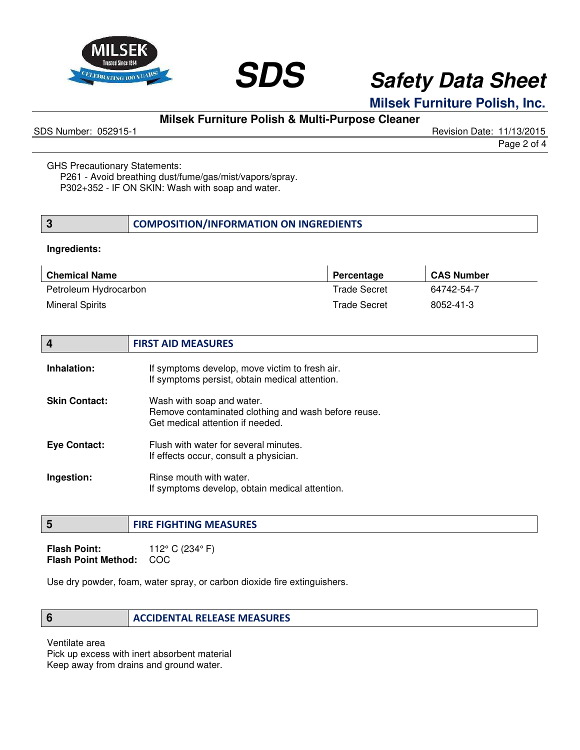GHS Precautionary Statements:
P261 - Avoid breathing dust/fume/gas/mist/vapors/spray.
P302+352 - IF ON SKIN: Wash with soap and water.

## 3 COMPOSITION/INFORMATION ON INGREDIENTS

**Ingredients:**

| Chemical Name | Percentage | CAS Number |
|---|---|---|
| Petroleum Hydrocarbon | Trade Secret | 64742-54-7 |
| Mineral Spirits | Trade Secret | 8052-41-3 |

## 4 FIRST AID MEASURES

**Inhalation:** If symptoms develop, move victim to fresh air.
If symptoms persist, obtain medical attention.

**Skin Contact:** Wash with soap and water.
Remove contaminated clothing and wash before reuse.
Get medical attention if needed.

**Eye Contact:** Flush with water for several minutes.
If effects occur, consult a physician.

**Ingestion:** Rinse mouth with water.
If symptoms develop, obtain medical attention.

## 5 FIRE FIGHTING MEASURES

**Flash Point:** 112° C (234° F)
**Flash Point Method:** COC

Use dry powder, foam, water spray, or carbon dioxide fire extinguishers.

## 6 ACCIDENTAL RELEASE MEASURES

Ventilate area
Pick up excess with inert absorbent material
Keep away from drains and ground water.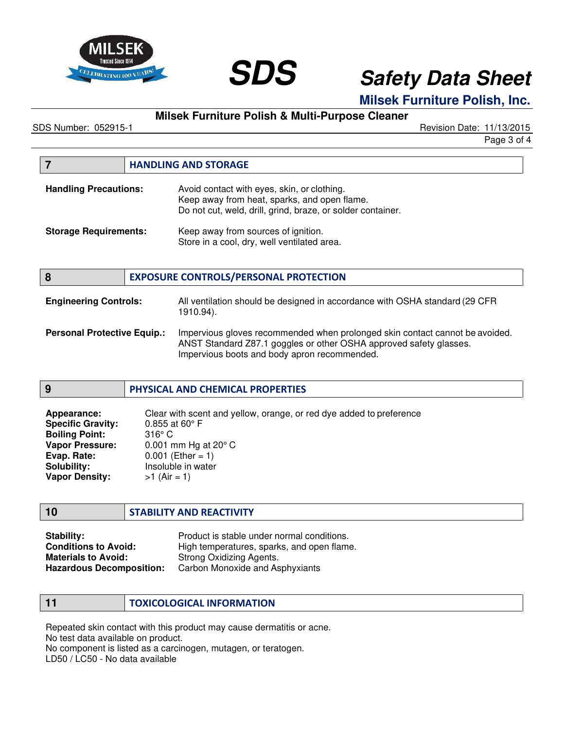## 7 HANDLING AND STORAGE

**Handling Precautions:**
Avoid contact with eyes, skin, or clothing.
Keep away from heat, sparks, and open flame.
Do not cut, weld, drill, grind, braze, or solder container.

**Storage Requirements:**
Keep away from sources of ignition.
Store in a cool, dry, well ventilated area.

## 8 EXPOSURE CONTROLS/PERSONAL PROTECTION

**Engineering Controls:** All ventilation should be designed in accordance with OSHA standard (29 CFR 1910.94).

**Personal Protective Equip.:**
Impervious gloves recommended when prolonged skin contact cannot be avoided.
ANST Standard Z87.1 goggles or other OSHA approved safety glasses.
Impervious boots and body apron recommended.

## 9 PHYSICAL AND CHEMICAL PROPERTIES

**Appearance:** Clear with scent and yellow, orange, or red dye added to preference
**Specific Gravity:** 0.855 at 60° F
**Boiling Point:** 316° C
**Vapor Pressure:** 0.001 mm Hg at 20° C
**Evap. Rate:** 0.001 (Ether = 1)
**Solubility:** Insoluble in water
**Vapor Density:** >1 (Air = 1)

## 10 STABILITY AND REACTIVITY

**Stability:** Product is stable under normal conditions.
**Conditions to Avoid:** High temperatures, sparks, and open flame.
**Materials to Avoid:** Strong Oxidizing Agents.
**Hazardous Decomposition:** Carbon Monoxide and Asphyxiants

## 11 TOXICOLOGICAL INFORMATION

Repeated skin contact with this product may cause dermatitis or acne.
No test data available on product.
No component is listed as a carcinogen, mutagen, or teratogen.
LD50 / LC50 - No data available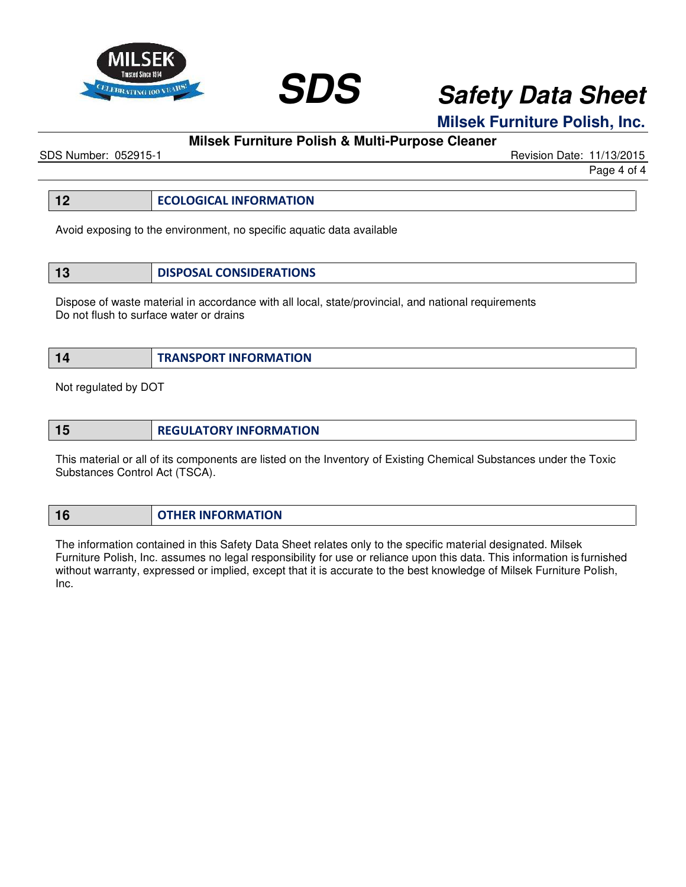## 12 ECOLOGICAL INFORMATION

Avoid exposing to the environment, no specific aquatic data available

## 13 DISPOSAL CONSIDERATIONS

Dispose of waste material in accordance with all local, state/provincial, and national requirements
Do not flush to surface water or drains

## 14 TRANSPORT INFORMATION

Not regulated by DOT

## 15 REGULATORY INFORMATION

This material or all of its components are listed on the Inventory of Existing Chemical Substances under the Toxic Substances Control Act (TSCA).

## 16 OTHER INFORMATION

The information contained in this Safety Data Sheet relates only to the specific material designated. Milsek Furniture Polish, Inc. assumes no legal responsibility for use or reliance upon this data. This information is furnished without warranty, expressed or implied, except that it is accurate to the best knowledge of Milsek Furniture Polish, Inc.